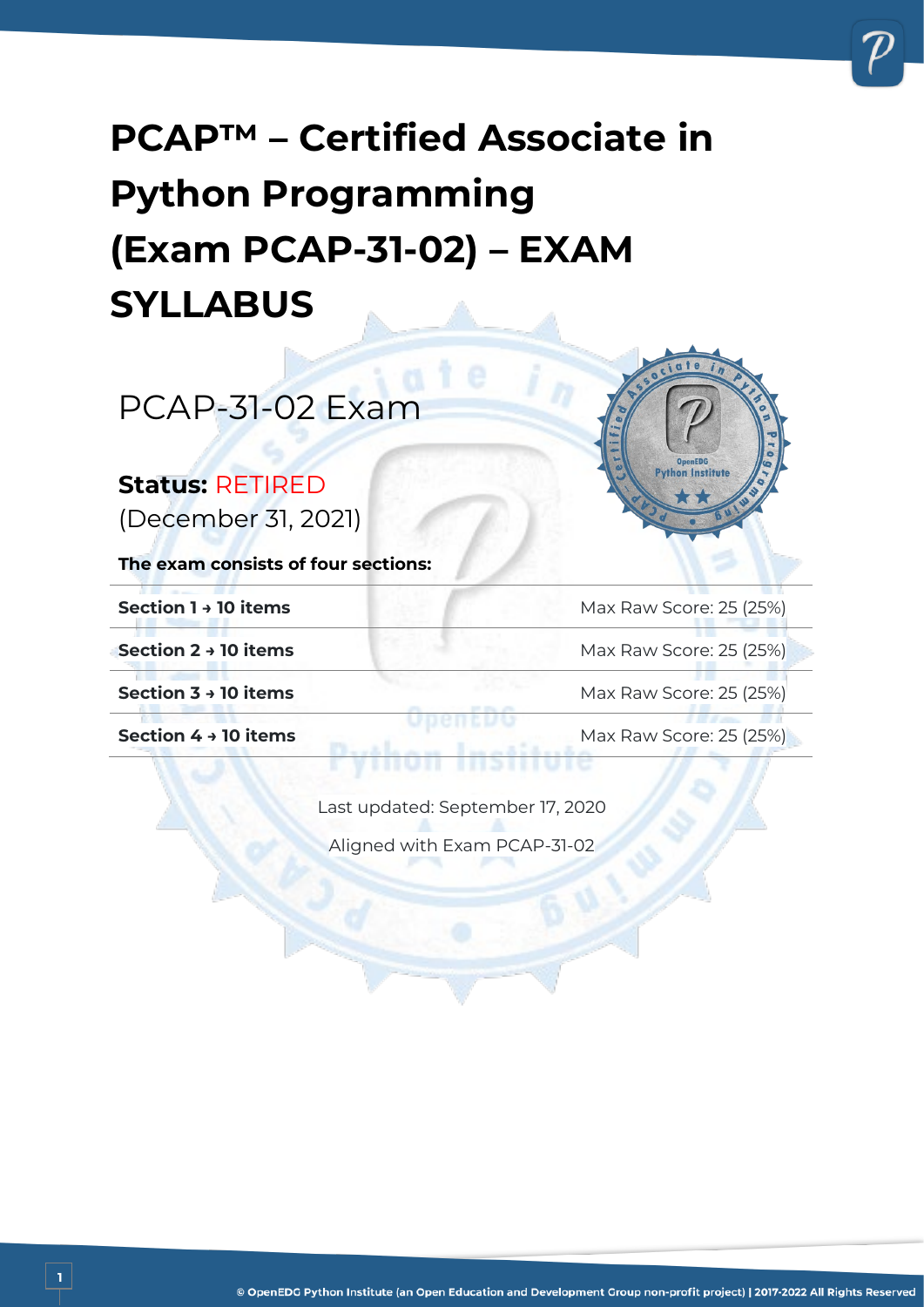# PCAP™ – Certified Associate in Python Programming (Exam PCAP-31-02) – EXAM SYLLABUS

## PCAP-31-02 Exam

**Status:** RETIRED
(December 31, 2021)

**The exam consists of four sections:**

| | |
|---|---|
| **Section 1 → 10 items** | Max Raw Score: 25 (25%) |
| **Section 2 → 10 items** | Max Raw Score: 25 (25%) |
| **Section 3 → 10 items** | Max Raw Score: 25 (25%) |
| **Section 4 → 10 items** | Max Raw Score: 25 (25%) |

Last updated: September 17, 2020

Aligned with Exam PCAP-31-02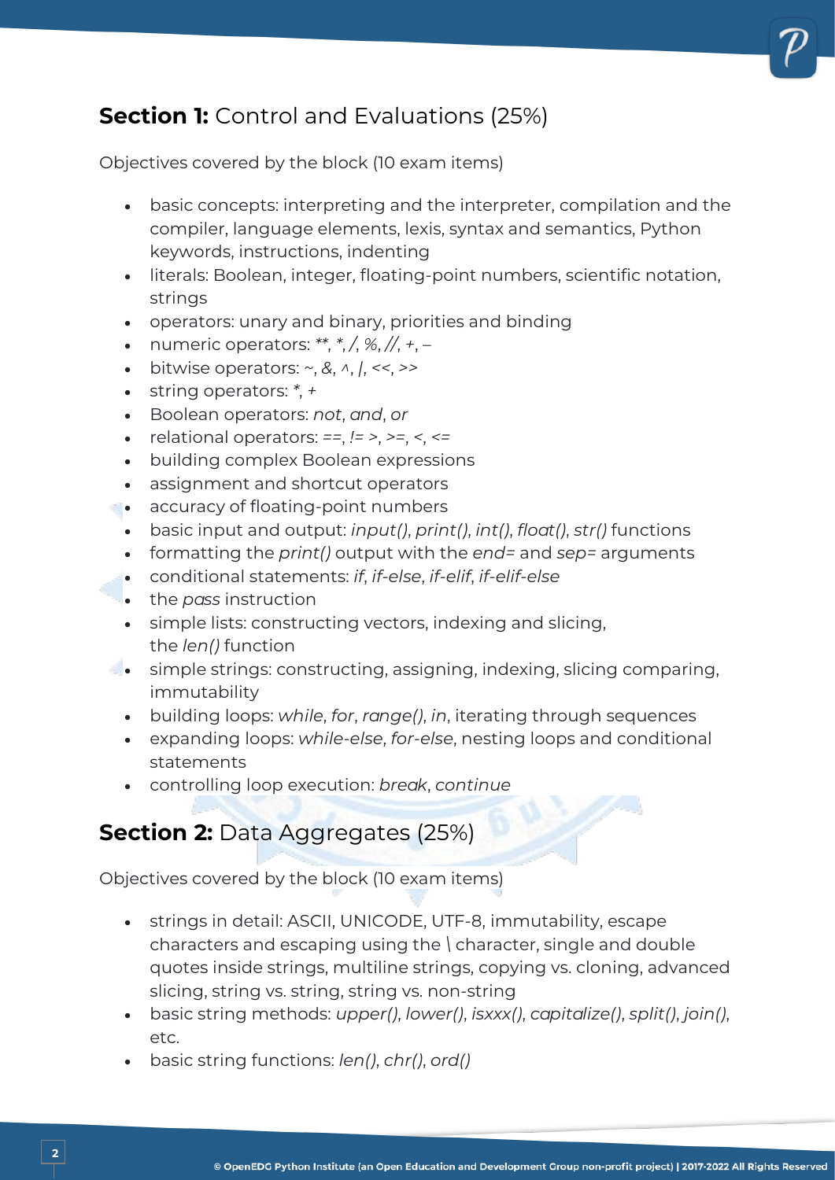## **Section 1:** Control and Evaluations (25%)

Objectives covered by the block (10 exam items)

- basic concepts: interpreting and the interpreter, compilation and the compiler, language elements, lexis, syntax and semantics, Python keywords, instructions, indenting
- literals: Boolean, integer, floating-point numbers, scientific notation, strings
- operators: unary and binary, priorities and binding
- numeric operators: *\*\*, \*, /, %, //, +, –*
- bitwise operators: *~, &, ^, |, <<, >>*
- string operators: *\*, +*
- Boolean operators: *not*, *and*, *or*
- relational operators: *==, != >, >=, <, <=*
- building complex Boolean expressions
- assignment and shortcut operators
- accuracy of floating-point numbers
- basic input and output: *input()*, *print()*, *int()*, *float()*, *str()* functions
- formatting the *print()* output with the *end=* and *sep=* arguments
- conditional statements: *if*, *if-else*, *if-elif*, *if-elif-else*
- the *pass* instruction
- simple lists: constructing vectors, indexing and slicing, the *len()* function
- simple strings: constructing, assigning, indexing, slicing comparing, immutability
- building loops: *while*, *for*, *range()*, *in*, iterating through sequences
- expanding loops: *while-else*, *for-else*, nesting loops and conditional statements
- controlling loop execution: *break*, *continue*

## **Section 2:** Data Aggregates (25%)

Objectives covered by the block (10 exam items)

- strings in detail: ASCII, UNICODE, UTF-8, immutability, escape characters and escaping using the \ character, single and double quotes inside strings, multiline strings, copying vs. cloning, advanced slicing, string vs. string, string vs. non-string
- basic string methods: *upper()*, *lower()*, *isxxx()*, *capitalize()*, *split()*, *join()*, etc.
- basic string functions: *len()*, *chr()*, *ord()*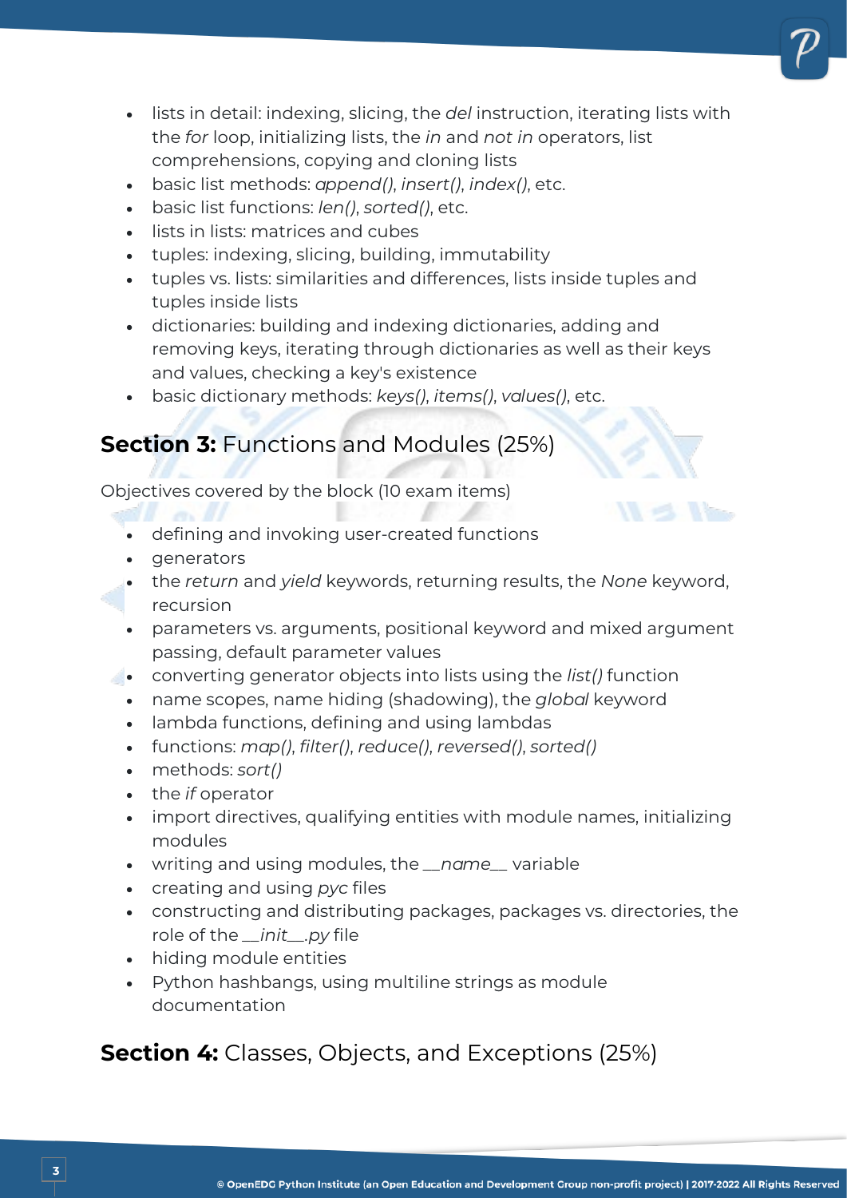- lists in detail: indexing, slicing, the *del* instruction, iterating lists with the *for* loop, initializing lists, the *in* and *not in* operators, list comprehensions, copying and cloning lists
- basic list methods: *append()*, *insert()*, *index()*, etc.
- basic list functions: *len()*, *sorted()*, etc.
- lists in lists: matrices and cubes
- tuples: indexing, slicing, building, immutability
- tuples vs. lists: similarities and differences, lists inside tuples and tuples inside lists
- dictionaries: building and indexing dictionaries, adding and removing keys, iterating through dictionaries as well as their keys and values, checking a key's existence
- basic dictionary methods: *keys()*, *items()*, *values()*, etc.

## **Section 3:** Functions and Modules (25%)

Objectives covered by the block (10 exam items)

- defining and invoking user-created functions
- generators
- the *return* and *yield* keywords, returning results, the *None* keyword, recursion
- parameters vs. arguments, positional keyword and mixed argument passing, default parameter values
- converting generator objects into lists using the *list()* function
- name scopes, name hiding (shadowing), the *global* keyword
- lambda functions, defining and using lambdas
- functions: *map()*, *filter()*, *reduce()*, *reversed()*, *sorted()*
- methods: *sort()*
- the *if* operator
- import directives, qualifying entities with module names, initializing modules
- writing and using modules, the *__name__* variable
- creating and using *pyc* files
- constructing and distributing packages, packages vs. directories, the role of the *__init__.py* file
- hiding module entities
- Python hashbangs, using multiline strings as module documentation

## **Section 4:** Classes, Objects, and Exceptions (25%)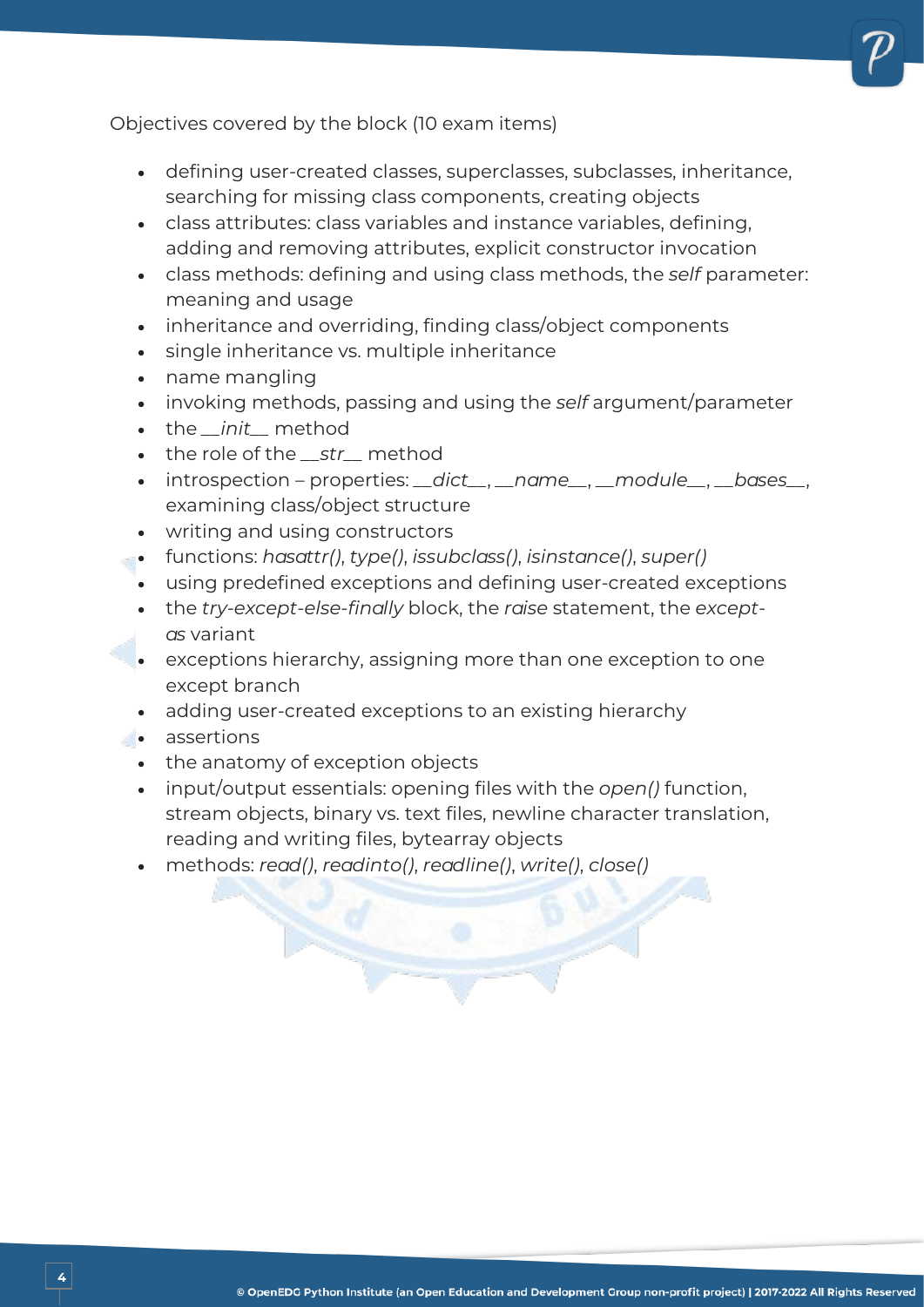Objectives covered by the block (10 exam items)

- defining user-created classes, superclasses, subclasses, inheritance, searching for missing class components, creating objects
- class attributes: class variables and instance variables, defining, adding and removing attributes, explicit constructor invocation
- class methods: defining and using class methods, the *self* parameter: meaning and usage
- inheritance and overriding, finding class/object components
- single inheritance vs. multiple inheritance
- name mangling
- invoking methods, passing and using the *self* argument/parameter
- the *__init__* method
- the role of the *__str__* method
- introspection – properties: *__dict__*, *__name__*, *__module__*, *__bases__*, examining class/object structure
- writing and using constructors
- functions: *hasattr()*, *type()*, *issubclass()*, *isinstance()*, *super()*
- using predefined exceptions and defining user-created exceptions
- the *try-except-else-finally* block, the *raise* statement, the *except-as* variant
- exceptions hierarchy, assigning more than one exception to one except branch
- adding user-created exceptions to an existing hierarchy
- assertions
- the anatomy of exception objects
- input/output essentials: opening files with the *open()* function, stream objects, binary vs. text files, newline character translation, reading and writing files, bytearray objects
- methods: *read()*, *readinto()*, *readline()*, *write()*, *close()*